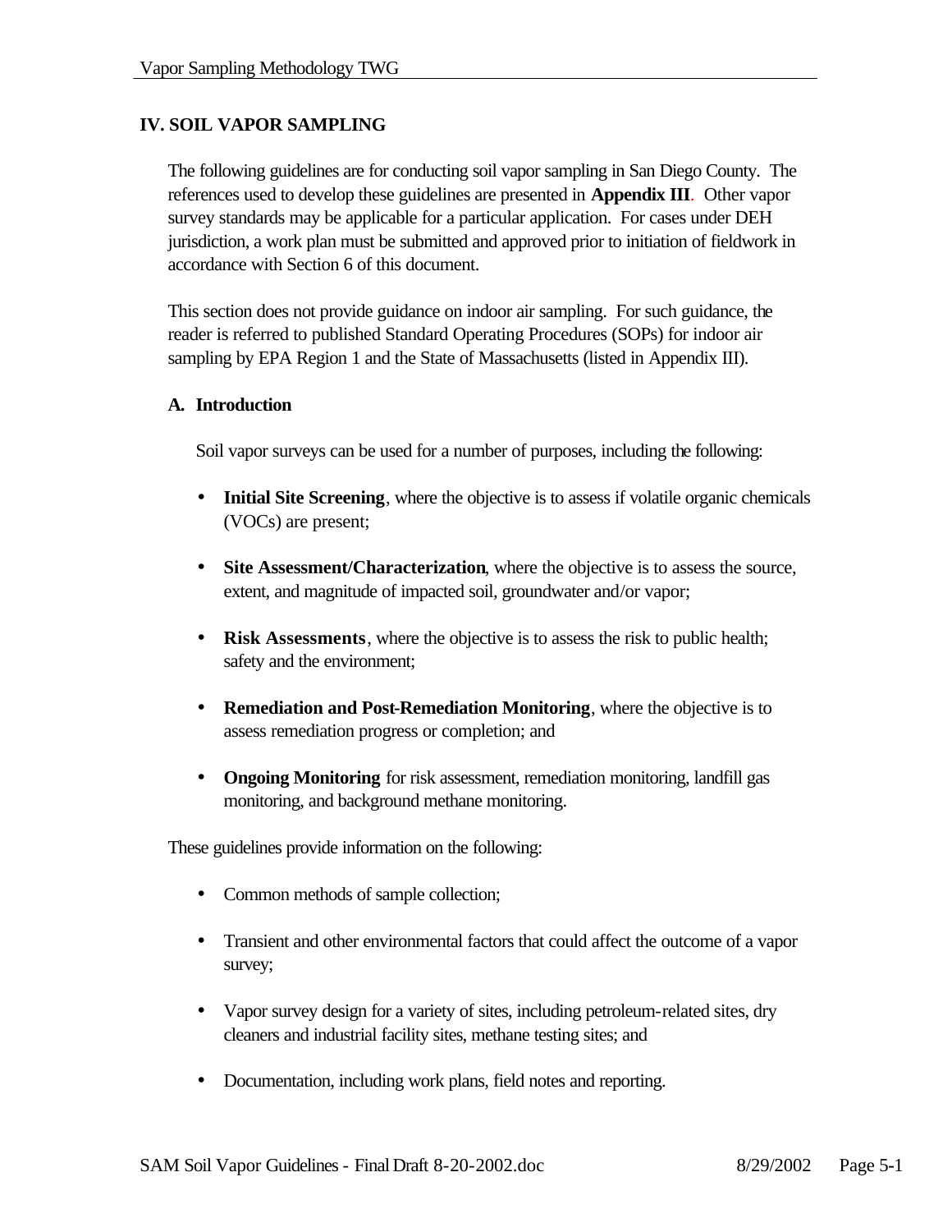# IV. SOIL VAPOR SAMPLING

The following guidelines are for conducting soil vapor sampling in San Diego County. The references used to develop these guidelines are presented in **Appendix III**. Other vapor survey standards may be applicable for a particular application. For cases under DEH jurisdiction, a work plan must be submitted and approved prior to initiation of fieldwork in accordance with Section 6 of this document.

This section does not provide guidance on indoor air sampling. For such guidance, the reader is referred to published Standard Operating Procedures (SOPs) for indoor air sampling by EPA Region 1 and the State of Massachusetts (listed in Appendix III).

## A. Introduction

Soil vapor surveys can be used for a number of purposes, including the following:

- **Initial Site Screening**, where the objective is to assess if volatile organic chemicals (VOCs) are present;
- **Site Assessment/Characterization**, where the objective is to assess the source, extent, and magnitude of impacted soil, groundwater and/or vapor;
- **Risk Assessments**, where the objective is to assess the risk to public health; safety and the environment;
- **Remediation and Post-Remediation Monitoring**, where the objective is to assess remediation progress or completion; and
- **Ongoing Monitoring** for risk assessment, remediation monitoring, landfill gas monitoring, and background methane monitoring.

These guidelines provide information on the following:

- Common methods of sample collection;
- Transient and other environmental factors that could affect the outcome of a vapor survey;
- Vapor survey design for a variety of sites, including petroleum-related sites, dry cleaners and industrial facility sites, methane testing sites; and
- Documentation, including work plans, field notes and reporting.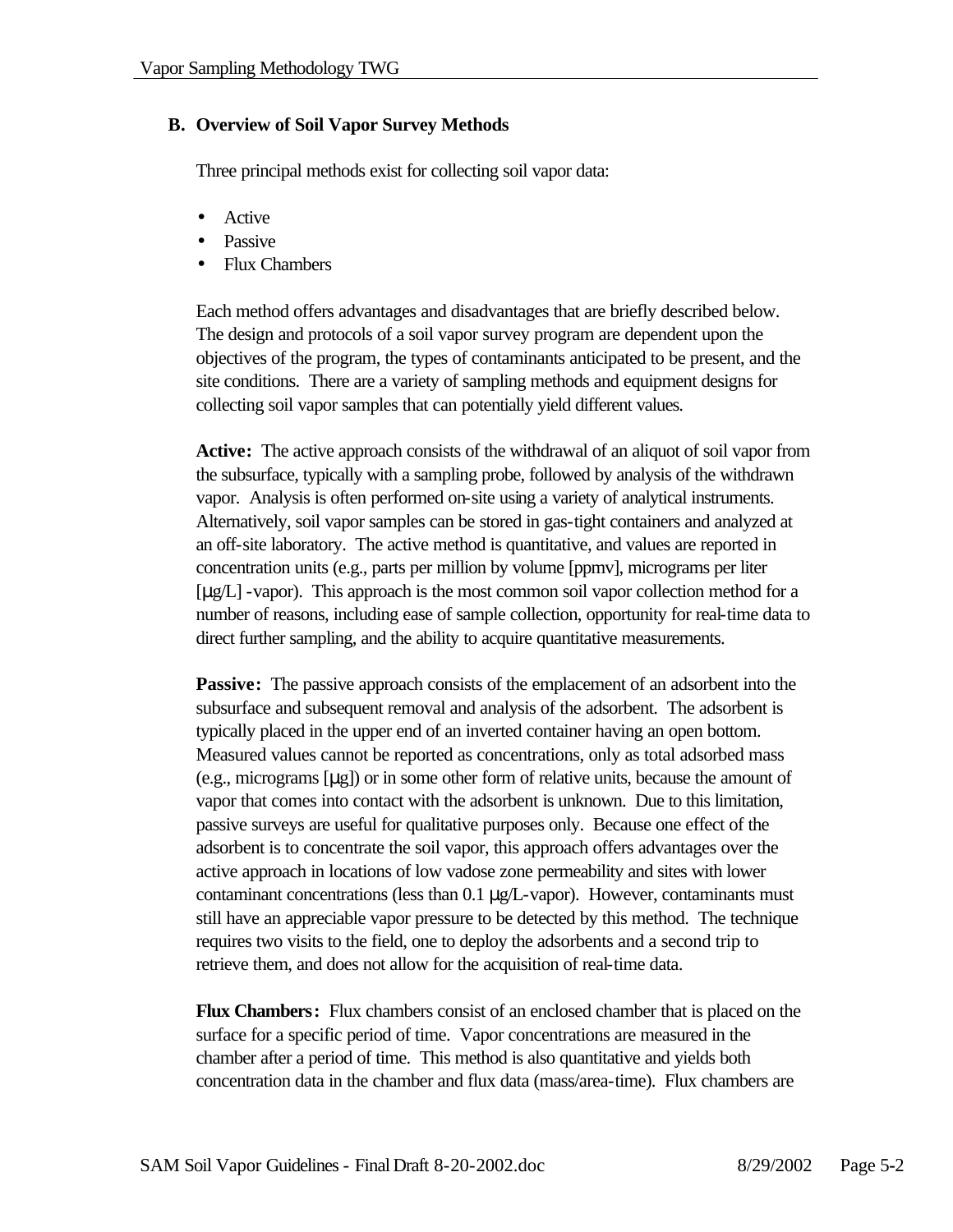## B. Overview of Soil Vapor Survey Methods

Three principal methods exist for collecting soil vapor data:

- Active
- Passive
- Flux Chambers

Each method offers advantages and disadvantages that are briefly described below. The design and protocols of a soil vapor survey program are dependent upon the objectives of the program, the types of contaminants anticipated to be present, and the site conditions. There are a variety of sampling methods and equipment designs for collecting soil vapor samples that can potentially yield different values.

**Active:** The active approach consists of the withdrawal of an aliquot of soil vapor from the subsurface, typically with a sampling probe, followed by analysis of the withdrawn vapor. Analysis is often performed on-site using a variety of analytical instruments. Alternatively, soil vapor samples can be stored in gas-tight containers and analyzed at an off-site laboratory. The active method is quantitative, and values are reported in concentration units (e.g., parts per million by volume [ppmv], micrograms per liter [µg/L] -vapor). This approach is the most common soil vapor collection method for a number of reasons, including ease of sample collection, opportunity for real-time data to direct further sampling, and the ability to acquire quantitative measurements.

**Passive:** The passive approach consists of the emplacement of an adsorbent into the subsurface and subsequent removal and analysis of the adsorbent. The adsorbent is typically placed in the upper end of an inverted container having an open bottom. Measured values cannot be reported as concentrations, only as total adsorbed mass (e.g., micrograms [µg]) or in some other form of relative units, because the amount of vapor that comes into contact with the adsorbent is unknown. Due to this limitation, passive surveys are useful for qualitative purposes only. Because one effect of the adsorbent is to concentrate the soil vapor, this approach offers advantages over the active approach in locations of low vadose zone permeability and sites with lower contaminant concentrations (less than 0.1 µg/L-vapor). However, contaminants must still have an appreciable vapor pressure to be detected by this method. The technique requires two visits to the field, one to deploy the adsorbents and a second trip to retrieve them, and does not allow for the acquisition of real-time data.

**Flux Chambers:** Flux chambers consist of an enclosed chamber that is placed on the surface for a specific period of time. Vapor concentrations are measured in the chamber after a period of time. This method is also quantitative and yields both concentration data in the chamber and flux data (mass/area-time). Flux chambers are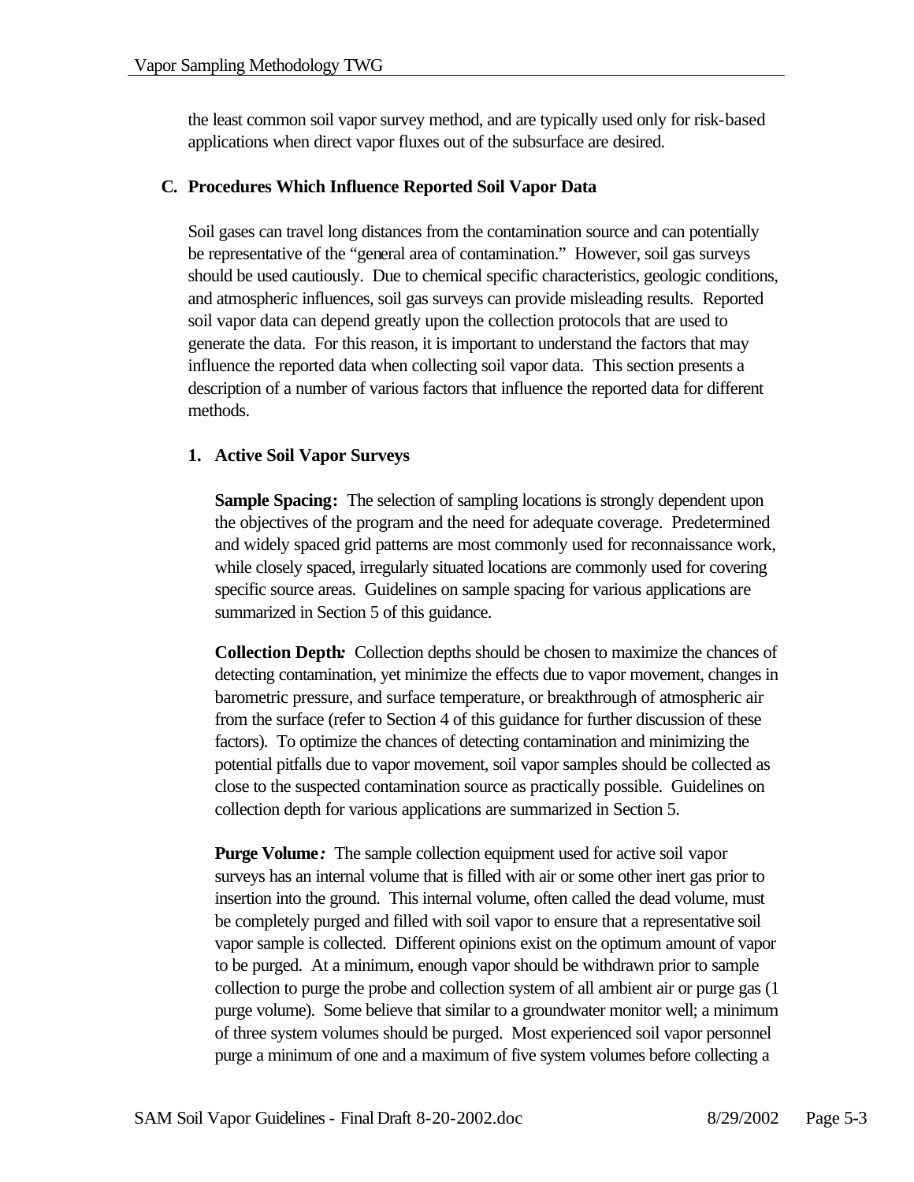the least common soil vapor survey method, and are typically used only for risk-based applications when direct vapor fluxes out of the subsurface are desired.

## C. Procedures Which Influence Reported Soil Vapor Data

Soil gases can travel long distances from the contamination source and can potentially be representative of the "general area of contamination." However, soil gas surveys should be used cautiously. Due to chemical specific characteristics, geologic conditions, and atmospheric influences, soil gas surveys can provide misleading results. Reported soil vapor data can depend greatly upon the collection protocols that are used to generate the data. For this reason, it is important to understand the factors that may influence the reported data when collecting soil vapor data. This section presents a description of a number of various factors that influence the reported data for different methods.

### 1. Active Soil Vapor Surveys

**Sample Spacing:** The selection of sampling locations is strongly dependent upon the objectives of the program and the need for adequate coverage. Predetermined and widely spaced grid patterns are most commonly used for reconnaissance work, while closely spaced, irregularly situated locations are commonly used for covering specific source areas. Guidelines on sample spacing for various applications are summarized in Section 5 of this guidance.

**Collection Depth:** Collection depths should be chosen to maximize the chances of detecting contamination, yet minimize the effects due to vapor movement, changes in barometric pressure, and surface temperature, or breakthrough of atmospheric air from the surface (refer to Section 4 of this guidance for further discussion of these factors). To optimize the chances of detecting contamination and minimizing the potential pitfalls due to vapor movement, soil vapor samples should be collected as close to the suspected contamination source as practically possible. Guidelines on collection depth for various applications are summarized in Section 5.

**Purge Volume:** The sample collection equipment used for active soil vapor surveys has an internal volume that is filled with air or some other inert gas prior to insertion into the ground. This internal volume, often called the dead volume, must be completely purged and filled with soil vapor to ensure that a representative soil vapor sample is collected. Different opinions exist on the optimum amount of vapor to be purged. At a minimum, enough vapor should be withdrawn prior to sample collection to purge the probe and collection system of all ambient air or purge gas (1 purge volume). Some believe that similar to a groundwater monitor well; a minimum of three system volumes should be purged. Most experienced soil vapor personnel purge a minimum of one and a maximum of five system volumes before collecting a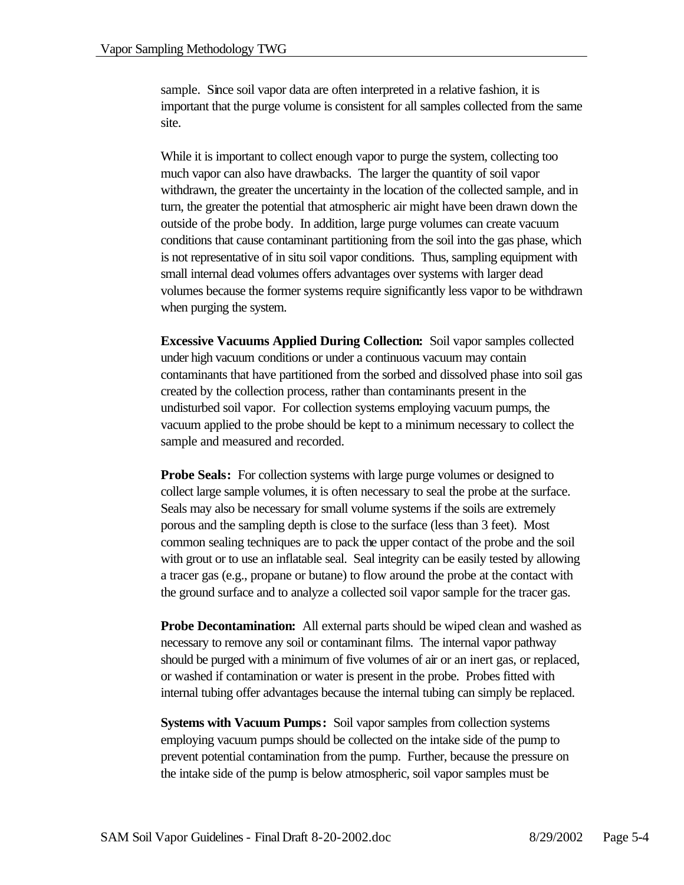sample. Since soil vapor data are often interpreted in a relative fashion, it is important that the purge volume is consistent for all samples collected from the same site.

While it is important to collect enough vapor to purge the system, collecting too much vapor can also have drawbacks. The larger the quantity of soil vapor withdrawn, the greater the uncertainty in the location of the collected sample, and in turn, the greater the potential that atmospheric air might have been drawn down the outside of the probe body. In addition, large purge volumes can create vacuum conditions that cause contaminant partitioning from the soil into the gas phase, which is not representative of in situ soil vapor conditions. Thus, sampling equipment with small internal dead volumes offers advantages over systems with larger dead volumes because the former systems require significantly less vapor to be withdrawn when purging the system.

**Excessive Vacuums Applied During Collection:** Soil vapor samples collected under high vacuum conditions or under a continuous vacuum may contain contaminants that have partitioned from the sorbed and dissolved phase into soil gas created by the collection process, rather than contaminants present in the undisturbed soil vapor. For collection systems employing vacuum pumps, the vacuum applied to the probe should be kept to a minimum necessary to collect the sample and measured and recorded.

**Probe Seals:** For collection systems with large purge volumes or designed to collect large sample volumes, it is often necessary to seal the probe at the surface. Seals may also be necessary for small volume systems if the soils are extremely porous and the sampling depth is close to the surface (less than 3 feet). Most common sealing techniques are to pack the upper contact of the probe and the soil with grout or to use an inflatable seal. Seal integrity can be easily tested by allowing a tracer gas (e.g., propane or butane) to flow around the probe at the contact with the ground surface and to analyze a collected soil vapor sample for the tracer gas.

**Probe Decontamination:** All external parts should be wiped clean and washed as necessary to remove any soil or contaminant films. The internal vapor pathway should be purged with a minimum of five volumes of air or an inert gas, or replaced, or washed if contamination or water is present in the probe. Probes fitted with internal tubing offer advantages because the internal tubing can simply be replaced.

**Systems with Vacuum Pumps:** Soil vapor samples from collection systems employing vacuum pumps should be collected on the intake side of the pump to prevent potential contamination from the pump. Further, because the pressure on the intake side of the pump is below atmospheric, soil vapor samples must be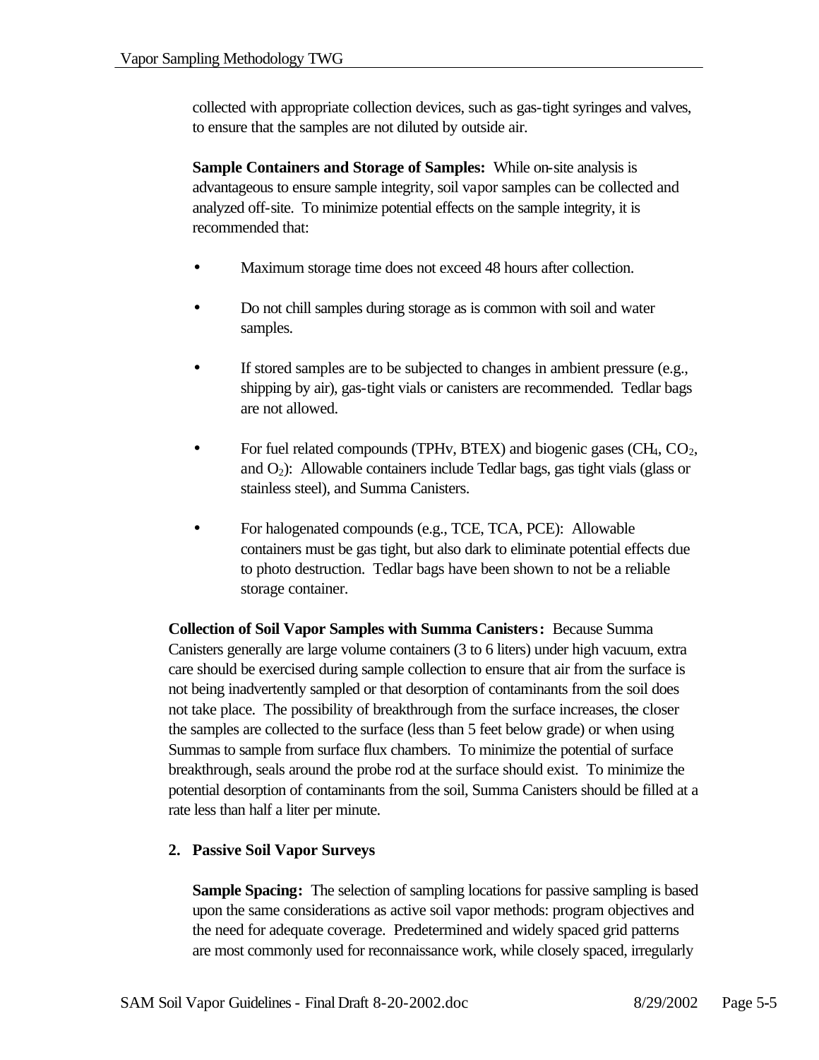collected with appropriate collection devices, such as gas-tight syringes and valves, to ensure that the samples are not diluted by outside air.

**Sample Containers and Storage of Samples:** While on-site analysis is advantageous to ensure sample integrity, soil vapor samples can be collected and analyzed off-site. To minimize potential effects on the sample integrity, it is recommended that:

- Maximum storage time does not exceed 48 hours after collection.
- Do not chill samples during storage as is common with soil and water samples.
- If stored samples are to be subjected to changes in ambient pressure (e.g., shipping by air), gas-tight vials or canisters are recommended. Tedlar bags are not allowed.
- For fuel related compounds (TPHv, BTEX) and biogenic gases ($CH_4$, $CO_2$, and $O_2$): Allowable containers include Tedlar bags, gas tight vials (glass or stainless steel), and Summa Canisters.
- For halogenated compounds (e.g., TCE, TCA, PCE): Allowable containers must be gas tight, but also dark to eliminate potential effects due to photo destruction. Tedlar bags have been shown to not be a reliable storage container.

**Collection of Soil Vapor Samples with Summa Canisters:** Because Summa Canisters generally are large volume containers (3 to 6 liters) under high vacuum, extra care should be exercised during sample collection to ensure that air from the surface is not being inadvertently sampled or that desorption of contaminants from the soil does not take place. The possibility of breakthrough from the surface increases, the closer the samples are collected to the surface (less than 5 feet below grade) or when using Summas to sample from surface flux chambers. To minimize the potential of surface breakthrough, seals around the probe rod at the surface should exist. To minimize the potential desorption of contaminants from the soil, Summa Canisters should be filled at a rate less than half a liter per minute.

## 2. Passive Soil Vapor Surveys

**Sample Spacing:** The selection of sampling locations for passive sampling is based upon the same considerations as active soil vapor methods: program objectives and the need for adequate coverage. Predetermined and widely spaced grid patterns are most commonly used for reconnaissance work, while closely spaced, irregularly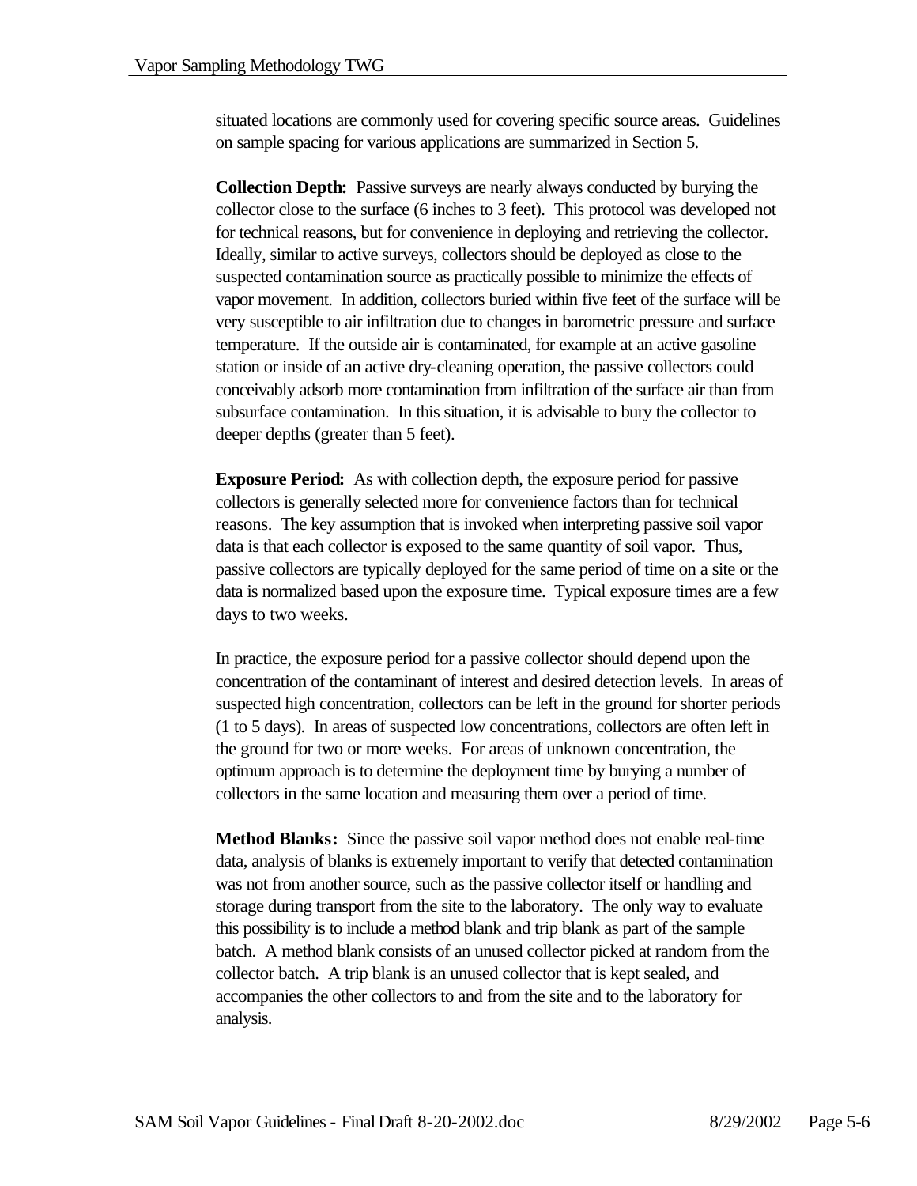situated locations are commonly used for covering specific source areas. Guidelines on sample spacing for various applications are summarized in Section 5.

**Collection Depth:** Passive surveys are nearly always conducted by burying the collector close to the surface (6 inches to 3 feet). This protocol was developed not for technical reasons, but for convenience in deploying and retrieving the collector. Ideally, similar to active surveys, collectors should be deployed as close to the suspected contamination source as practically possible to minimize the effects of vapor movement. In addition, collectors buried within five feet of the surface will be very susceptible to air infiltration due to changes in barometric pressure and surface temperature. If the outside air is contaminated, for example at an active gasoline station or inside of an active dry-cleaning operation, the passive collectors could conceivably adsorb more contamination from infiltration of the surface air than from subsurface contamination. In this situation, it is advisable to bury the collector to deeper depths (greater than 5 feet).

**Exposure Period:** As with collection depth, the exposure period for passive collectors is generally selected more for convenience factors than for technical reasons. The key assumption that is invoked when interpreting passive soil vapor data is that each collector is exposed to the same quantity of soil vapor. Thus, passive collectors are typically deployed for the same period of time on a site or the data is normalized based upon the exposure time. Typical exposure times are a few days to two weeks.

In practice, the exposure period for a passive collector should depend upon the concentration of the contaminant of interest and desired detection levels. In areas of suspected high concentration, collectors can be left in the ground for shorter periods (1 to 5 days). In areas of suspected low concentrations, collectors are often left in the ground for two or more weeks. For areas of unknown concentration, the optimum approach is to determine the deployment time by burying a number of collectors in the same location and measuring them over a period of time.

**Method Blanks:** Since the passive soil vapor method does not enable real-time data, analysis of blanks is extremely important to verify that detected contamination was not from another source, such as the passive collector itself or handling and storage during transport from the site to the laboratory. The only way to evaluate this possibility is to include a method blank and trip blank as part of the sample batch. A method blank consists of an unused collector picked at random from the collector batch. A trip blank is an unused collector that is kept sealed, and accompanies the other collectors to and from the site and to the laboratory for analysis.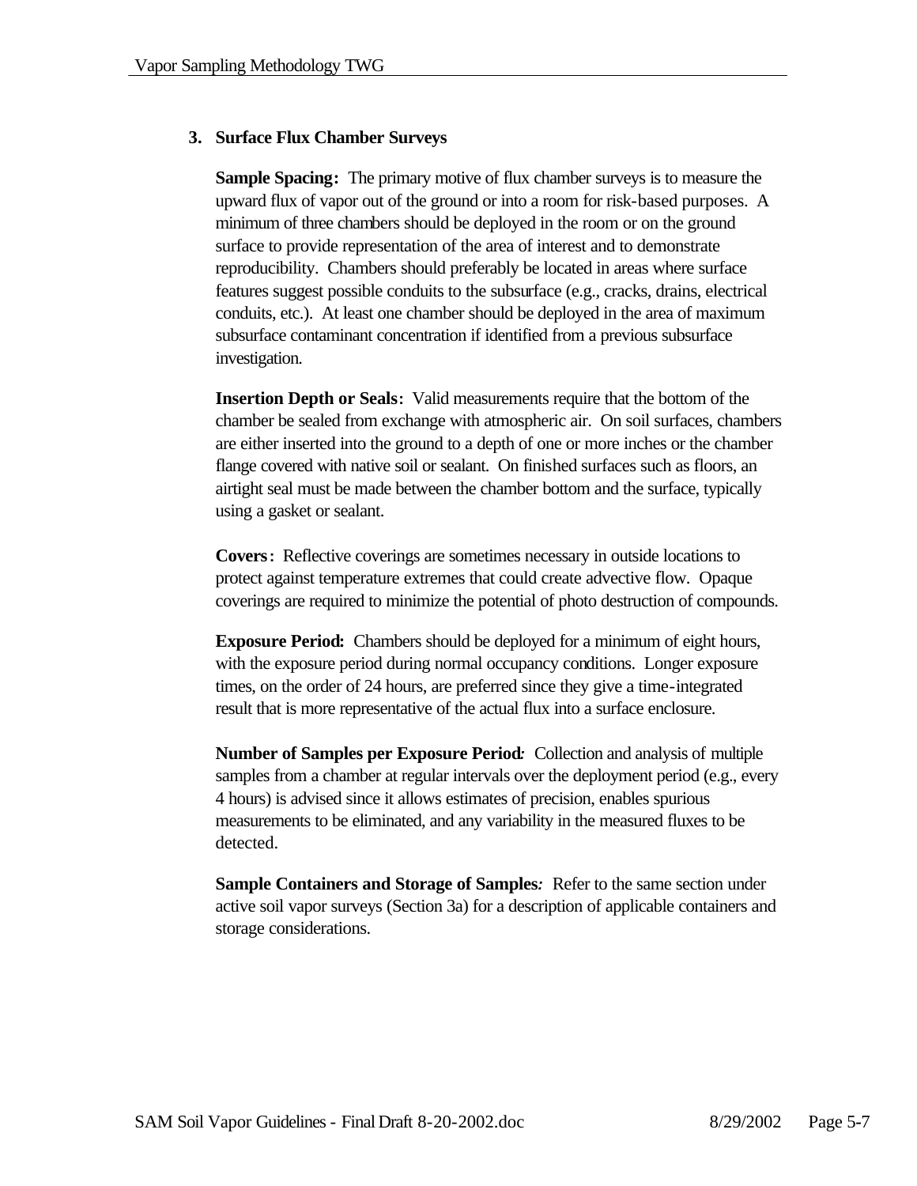### 3. Surface Flux Chamber Surveys

**Sample Spacing:** The primary motive of flux chamber surveys is to measure the upward flux of vapor out of the ground or into a room for risk-based purposes. A minimum of three chambers should be deployed in the room or on the ground surface to provide representation of the area of interest and to demonstrate reproducibility. Chambers should preferably be located in areas where surface features suggest possible conduits to the subsurface (e.g., cracks, drains, electrical conduits, etc.). At least one chamber should be deployed in the area of maximum subsurface contaminant concentration if identified from a previous subsurface investigation.

**Insertion Depth or Seals:** Valid measurements require that the bottom of the chamber be sealed from exchange with atmospheric air. On soil surfaces, chambers are either inserted into the ground to a depth of one or more inches or the chamber flange covered with native soil or sealant. On finished surfaces such as floors, an airtight seal must be made between the chamber bottom and the surface, typically using a gasket or sealant.

**Covers:** Reflective coverings are sometimes necessary in outside locations to protect against temperature extremes that could create advective flow. Opaque coverings are required to minimize the potential of photo destruction of compounds.

**Exposure Period:** Chambers should be deployed for a minimum of eight hours, with the exposure period during normal occupancy conditions. Longer exposure times, on the order of 24 hours, are preferred since they give a time-integrated result that is more representative of the actual flux into a surface enclosure.

**Number of Samples per Exposure Period:** Collection and analysis of multiple samples from a chamber at regular intervals over the deployment period (e.g., every 4 hours) is advised since it allows estimates of precision, enables spurious measurements to be eliminated, and any variability in the measured fluxes to be detected.

**Sample Containers and Storage of Samples:** Refer to the same section under active soil vapor surveys (Section 3a) for a description of applicable containers and storage considerations.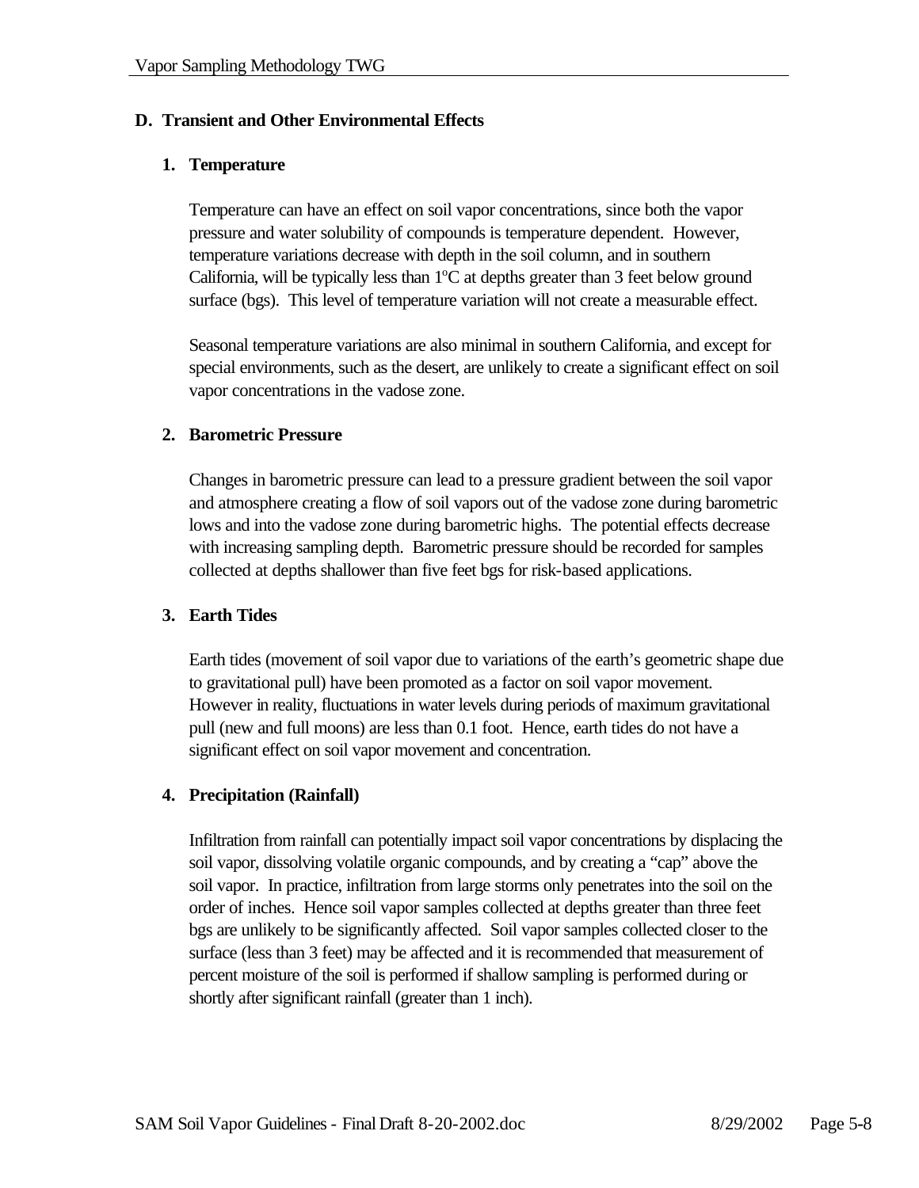## D. Transient and Other Environmental Effects

### 1. Temperature

Temperature can have an effect on soil vapor concentrations, since both the vapor pressure and water solubility of compounds is temperature dependent. However, temperature variations decrease with depth in the soil column, and in southern California, will be typically less than 1$^{o}$C at depths greater than 3 feet below ground surface (bgs). This level of temperature variation will not create a measurable effect.

Seasonal temperature variations are also minimal in southern California, and except for special environments, such as the desert, are unlikely to create a significant effect on soil vapor concentrations in the vadose zone.

### 2. Barometric Pressure

Changes in barometric pressure can lead to a pressure gradient between the soil vapor and atmosphere creating a flow of soil vapors out of the vadose zone during barometric lows and into the vadose zone during barometric highs. The potential effects decrease with increasing sampling depth. Barometric pressure should be recorded for samples collected at depths shallower than five feet bgs for risk-based applications.

### 3. Earth Tides

Earth tides (movement of soil vapor due to variations of the earth's geometric shape due to gravitational pull) have been promoted as a factor on soil vapor movement. However in reality, fluctuations in water levels during periods of maximum gravitational pull (new and full moons) are less than 0.1 foot. Hence, earth tides do not have a significant effect on soil vapor movement and concentration.

### 4. Precipitation (Rainfall)

Infiltration from rainfall can potentially impact soil vapor concentrations by displacing the soil vapor, dissolving volatile organic compounds, and by creating a "cap" above the soil vapor. In practice, infiltration from large storms only penetrates into the soil on the order of inches. Hence soil vapor samples collected at depths greater than three feet bgs are unlikely to be significantly affected. Soil vapor samples collected closer to the surface (less than 3 feet) may be affected and it is recommended that measurement of percent moisture of the soil is performed if shallow sampling is performed during or shortly after significant rainfall (greater than 1 inch).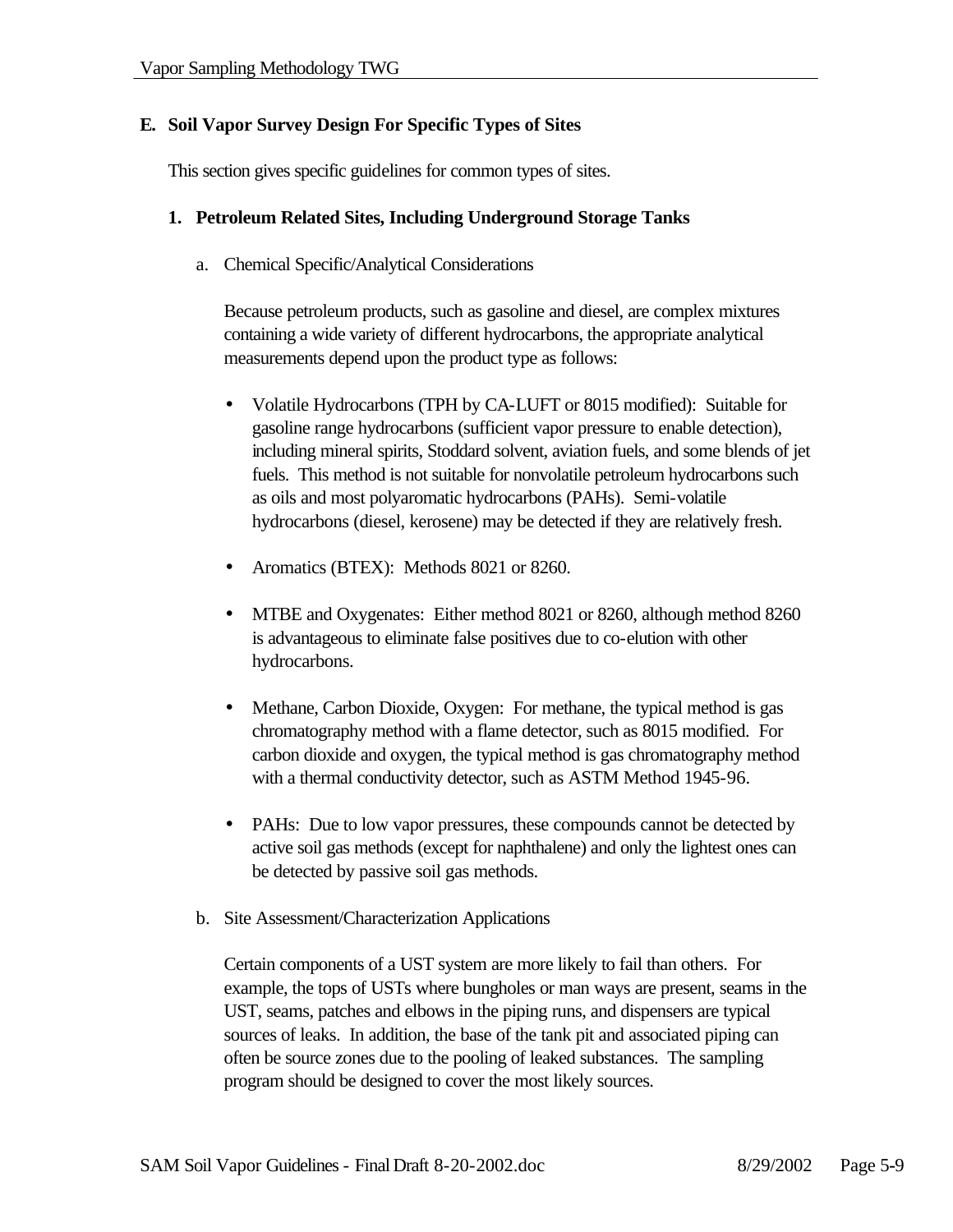## E. Soil Vapor Survey Design For Specific Types of Sites

This section gives specific guidelines for common types of sites.

### 1. Petroleum Related Sites, Including Underground Storage Tanks

a. Chemical Specific/Analytical Considerations

Because petroleum products, such as gasoline and diesel, are complex mixtures containing a wide variety of different hydrocarbons, the appropriate analytical measurements depend upon the product type as follows:

- Volatile Hydrocarbons (TPH by CA-LUFT or 8015 modified): Suitable for gasoline range hydrocarbons (sufficient vapor pressure to enable detection), including mineral spirits, Stoddard solvent, aviation fuels, and some blends of jet fuels. This method is not suitable for nonvolatile petroleum hydrocarbons such as oils and most polyaromatic hydrocarbons (PAHs). Semi-volatile hydrocarbons (diesel, kerosene) may be detected if they are relatively fresh.

- Aromatics (BTEX): Methods 8021 or 8260.

- MTBE and Oxygenates: Either method 8021 or 8260, although method 8260 is advantageous to eliminate false positives due to co-elution with other hydrocarbons.

- Methane, Carbon Dioxide, Oxygen: For methane, the typical method is gas chromatography method with a flame detector, such as 8015 modified. For carbon dioxide and oxygen, the typical method is gas chromatography method with a thermal conductivity detector, such as ASTM Method 1945-96.

- PAHs: Due to low vapor pressures, these compounds cannot be detected by active soil gas methods (except for naphthalene) and only the lightest ones can be detected by passive soil gas methods.

b. Site Assessment/Characterization Applications

Certain components of a UST system are more likely to fail than others. For example, the tops of USTs where bungholes or man ways are present, seams in the UST, seams, patches and elbows in the piping runs, and dispensers are typical sources of leaks. In addition, the base of the tank pit and associated piping can often be source zones due to the pooling of leaked substances. The sampling program should be designed to cover the most likely sources.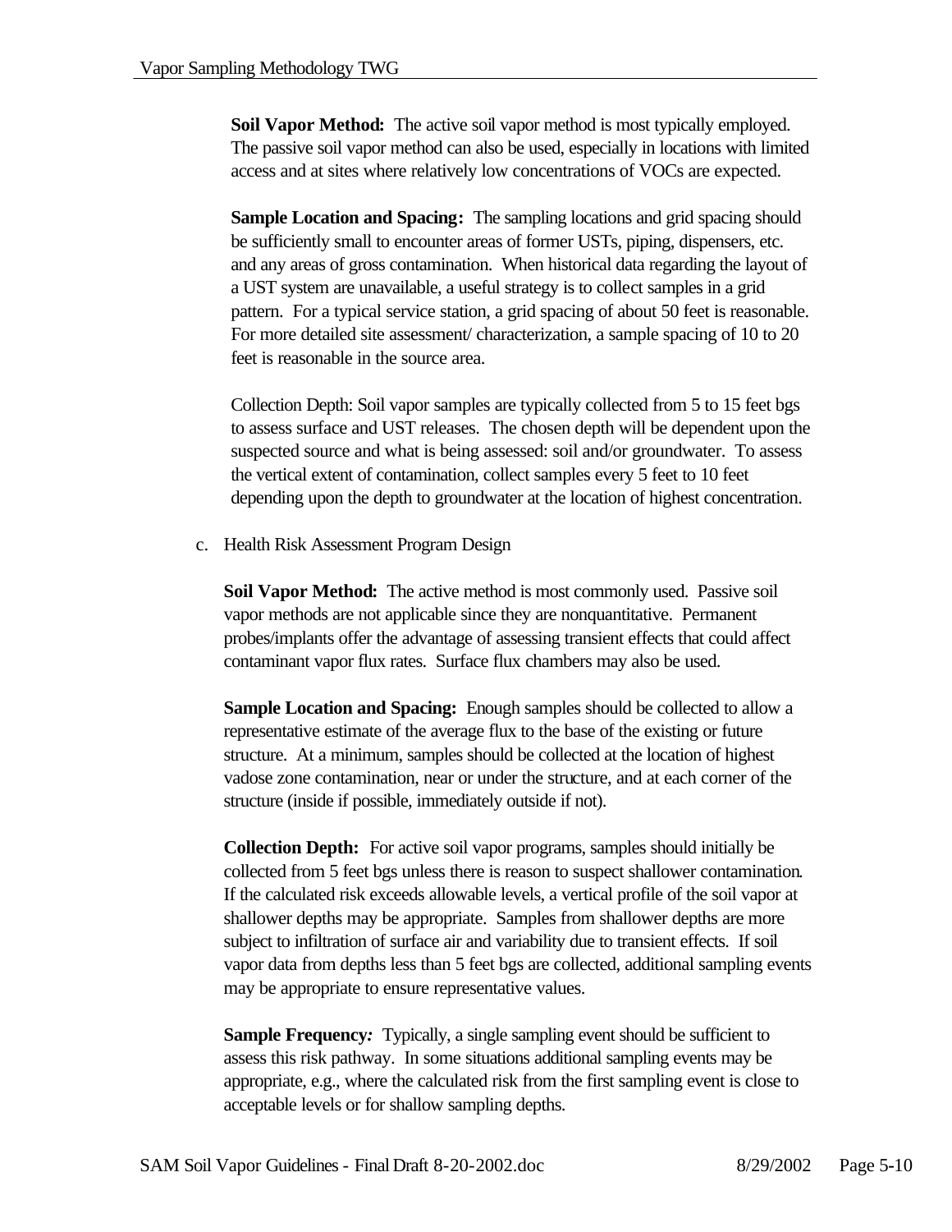**Soil Vapor Method:** The active soil vapor method is most typically employed. The passive soil vapor method can also be used, especially in locations with limited access and at sites where relatively low concentrations of VOCs are expected.

**Sample Location and Spacing:** The sampling locations and grid spacing should be sufficiently small to encounter areas of former USTs, piping, dispensers, etc. and any areas of gross contamination. When historical data regarding the layout of a UST system are unavailable, a useful strategy is to collect samples in a grid pattern. For a typical service station, a grid spacing of about 50 feet is reasonable. For more detailed site assessment/ characterization, a sample spacing of 10 to 20 feet is reasonable in the source area.

Collection Depth: Soil vapor samples are typically collected from 5 to 15 feet bgs to assess surface and UST releases. The chosen depth will be dependent upon the suspected source and what is being assessed: soil and/or groundwater. To assess the vertical extent of contamination, collect samples every 5 feet to 10 feet depending upon the depth to groundwater at the location of highest concentration.

c. Health Risk Assessment Program Design

**Soil Vapor Method:** The active method is most commonly used. Passive soil vapor methods are not applicable since they are nonquantitative. Permanent probes/implants offer the advantage of assessing transient effects that could affect contaminant vapor flux rates. Surface flux chambers may also be used.

**Sample Location and Spacing:** Enough samples should be collected to allow a representative estimate of the average flux to the base of the existing or future structure. At a minimum, samples should be collected at the location of highest vadose zone contamination, near or under the structure, and at each corner of the structure (inside if possible, immediately outside if not).

**Collection Depth:** For active soil vapor programs, samples should initially be collected from 5 feet bgs unless there is reason to suspect shallower contamination. If the calculated risk exceeds allowable levels, a vertical profile of the soil vapor at shallower depths may be appropriate. Samples from shallower depths are more subject to infiltration of surface air and variability due to transient effects. If soil vapor data from depths less than 5 feet bgs are collected, additional sampling events may be appropriate to ensure representative values.

**Sample Frequency*:*** Typically, a single sampling event should be sufficient to assess this risk pathway. In some situations additional sampling events may be appropriate, e.g., where the calculated risk from the first sampling event is close to acceptable levels or for shallow sampling depths.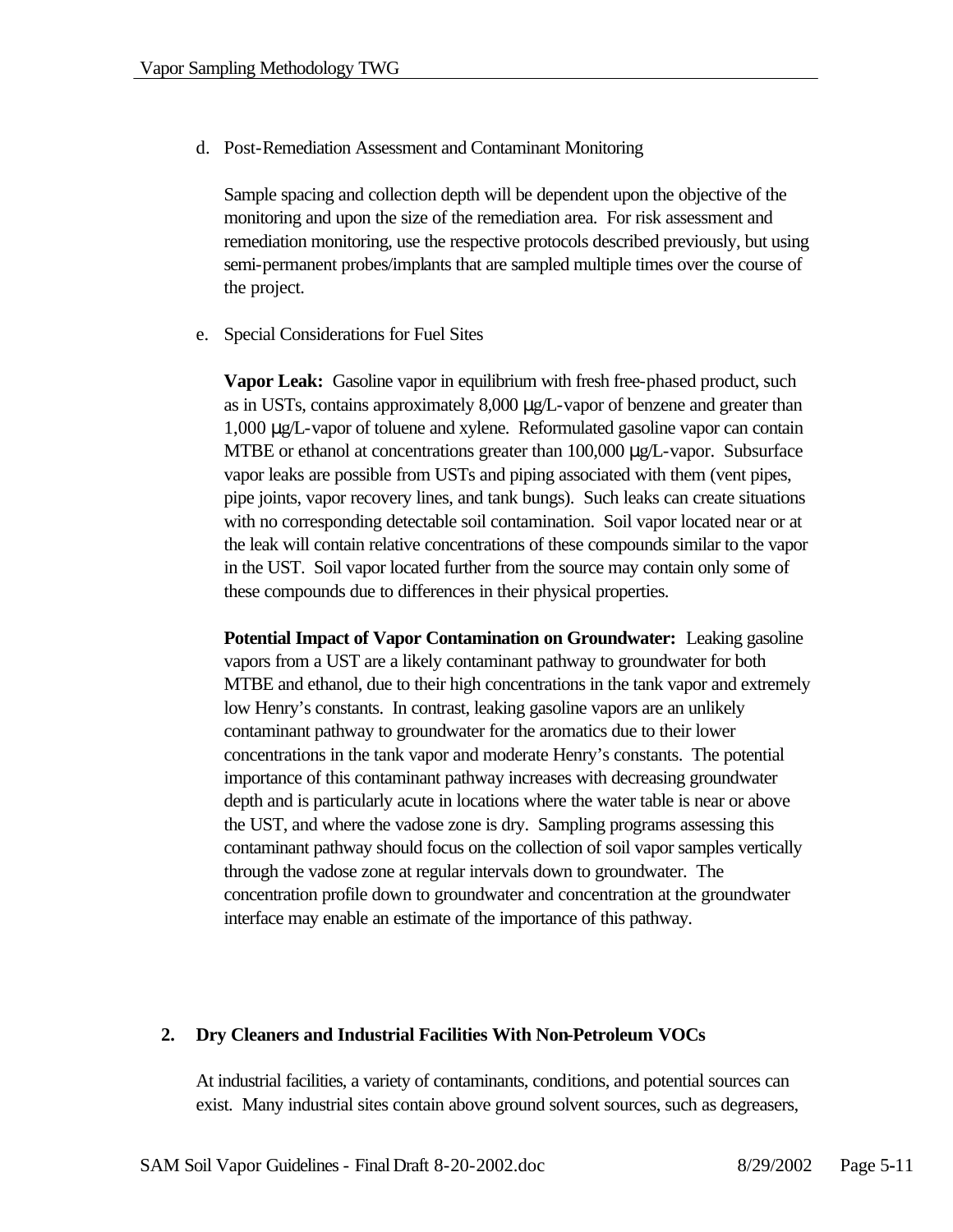d. Post-Remediation Assessment and Contaminant Monitoring

Sample spacing and collection depth will be dependent upon the objective of the monitoring and upon the size of the remediation area. For risk assessment and remediation monitoring, use the respective protocols described previously, but using semi-permanent probes/implants that are sampled multiple times over the course of the project.

e. Special Considerations for Fuel Sites

**Vapor Leak:** Gasoline vapor in equilibrium with fresh free-phased product, such as in USTs, contains approximately 8,000 μg/L-vapor of benzene and greater than 1,000 μg/L-vapor of toluene and xylene. Reformulated gasoline vapor can contain MTBE or ethanol at concentrations greater than 100,000 μg/L-vapor. Subsurface vapor leaks are possible from USTs and piping associated with them (vent pipes, pipe joints, vapor recovery lines, and tank bungs). Such leaks can create situations with no corresponding detectable soil contamination. Soil vapor located near or at the leak will contain relative concentrations of these compounds similar to the vapor in the UST. Soil vapor located further from the source may contain only some of these compounds due to differences in their physical properties.

**Potential Impact of Vapor Contamination on Groundwater:** Leaking gasoline vapors from a UST are a likely contaminant pathway to groundwater for both MTBE and ethanol, due to their high concentrations in the tank vapor and extremely low Henry's constants. In contrast, leaking gasoline vapors are an unlikely contaminant pathway to groundwater for the aromatics due to their lower concentrations in the tank vapor and moderate Henry's constants. The potential importance of this contaminant pathway increases with decreasing groundwater depth and is particularly acute in locations where the water table is near or above the UST, and where the vadose zone is dry. Sampling programs assessing this contaminant pathway should focus on the collection of soil vapor samples vertically through the vadose zone at regular intervals down to groundwater. The concentration profile down to groundwater and concentration at the groundwater interface may enable an estimate of the importance of this pathway.

## 2. Dry Cleaners and Industrial Facilities With Non-Petroleum VOCs

At industrial facilities, a variety of contaminants, conditions, and potential sources can exist. Many industrial sites contain above ground solvent sources, such as degreasers,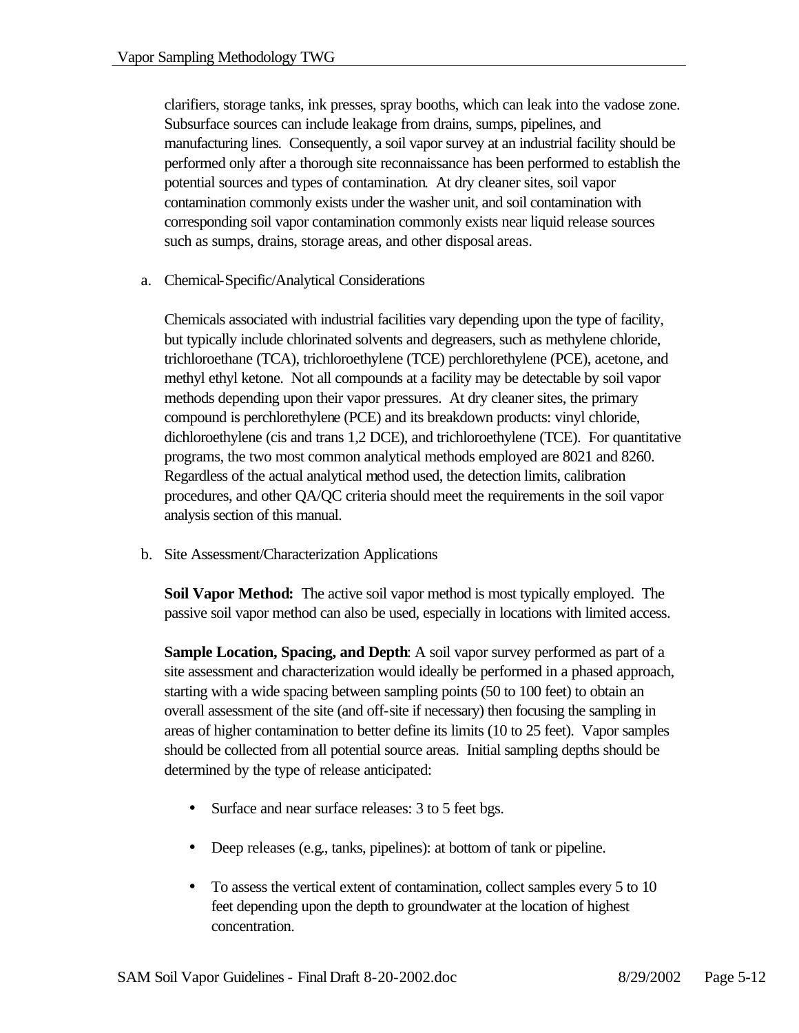clarifiers, storage tanks, ink presses, spray booths, which can leak into the vadose zone. Subsurface sources can include leakage from drains, sumps, pipelines, and manufacturing lines. Consequently, a soil vapor survey at an industrial facility should be performed only after a thorough site reconnaissance has been performed to establish the potential sources and types of contamination. At dry cleaner sites, soil vapor contamination commonly exists under the washer unit, and soil contamination with corresponding soil vapor contamination commonly exists near liquid release sources such as sumps, drains, storage areas, and other disposal areas.

a. Chemical-Specific/Analytical Considerations

Chemicals associated with industrial facilities vary depending upon the type of facility, but typically include chlorinated solvents and degreasers, such as methylene chloride, trichloroethane (TCA), trichloroethylene (TCE) perchlorethylene (PCE), acetone, and methyl ethyl ketone. Not all compounds at a facility may be detectable by soil vapor methods depending upon their vapor pressures. At dry cleaner sites, the primary compound is perchlorethylene (PCE) and its breakdown products: vinyl chloride, dichloroethylene (cis and trans 1,2 DCE), and trichloroethylene (TCE). For quantitative programs, the two most common analytical methods employed are 8021 and 8260. Regardless of the actual analytical method used, the detection limits, calibration procedures, and other QA/QC criteria should meet the requirements in the soil vapor analysis section of this manual.

b. Site Assessment/Characterization Applications

**Soil Vapor Method:** The active soil vapor method is most typically employed. The passive soil vapor method can also be used, especially in locations with limited access.

**Sample Location, Spacing, and Depth**: A soil vapor survey performed as part of a site assessment and characterization would ideally be performed in a phased approach, starting with a wide spacing between sampling points (50 to 100 feet) to obtain an overall assessment of the site (and off-site if necessary) then focusing the sampling in areas of higher contamination to better define its limits (10 to 25 feet). Vapor samples should be collected from all potential source areas. Initial sampling depths should be determined by the type of release anticipated:

- Surface and near surface releases: 3 to 5 feet bgs.
- Deep releases (e.g., tanks, pipelines): at bottom of tank or pipeline.
- To assess the vertical extent of contamination, collect samples every 5 to 10 feet depending upon the depth to groundwater at the location of highest concentration.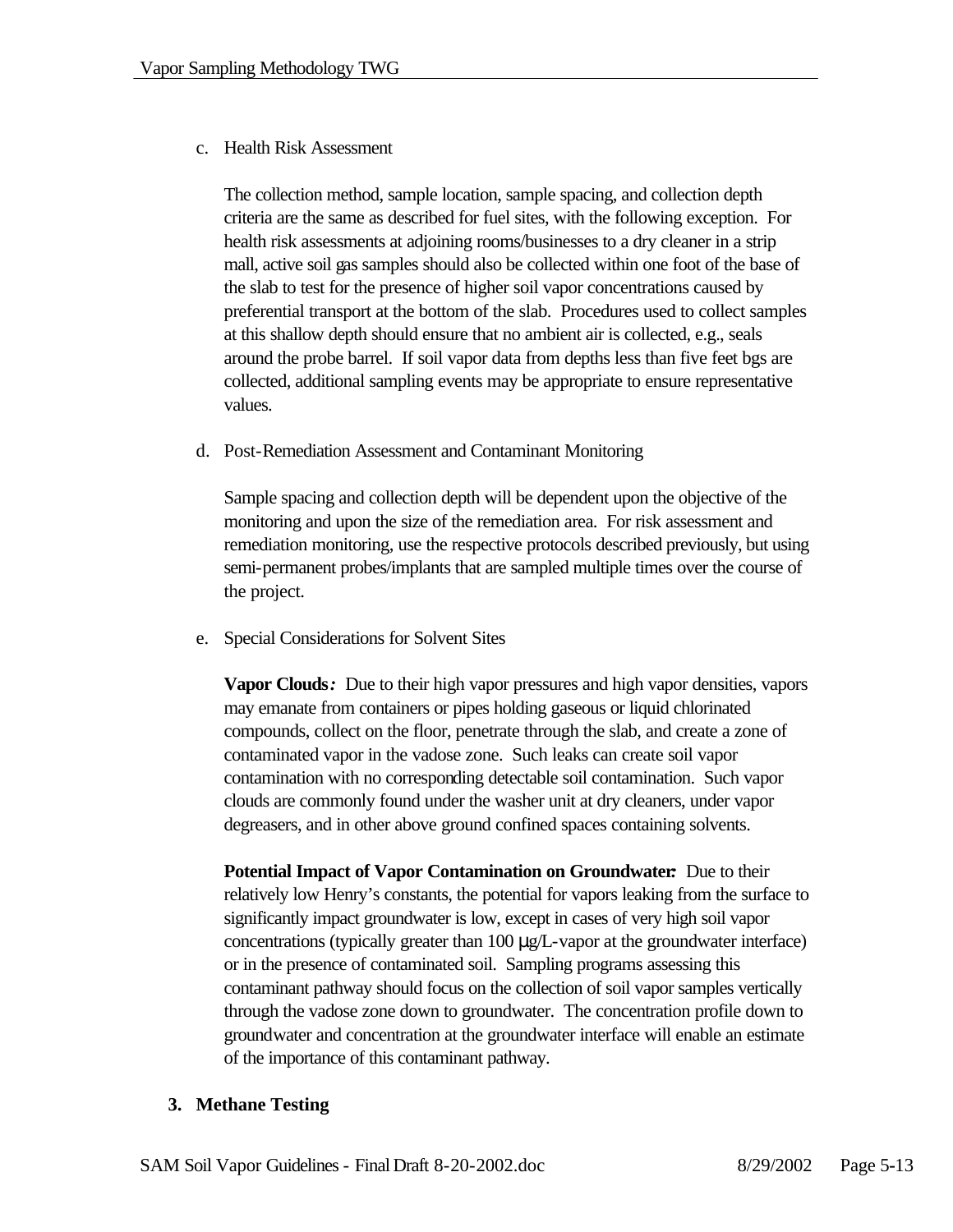c. Health Risk Assessment

The collection method, sample location, sample spacing, and collection depth criteria are the same as described for fuel sites, with the following exception. For health risk assessments at adjoining rooms/businesses to a dry cleaner in a strip mall, active soil gas samples should also be collected within one foot of the base of the slab to test for the presence of higher soil vapor concentrations caused by preferential transport at the bottom of the slab. Procedures used to collect samples at this shallow depth should ensure that no ambient air is collected, e.g., seals around the probe barrel. If soil vapor data from depths less than five feet bgs are collected, additional sampling events may be appropriate to ensure representative values.

d. Post-Remediation Assessment and Contaminant Monitoring

Sample spacing and collection depth will be dependent upon the objective of the monitoring and upon the size of the remediation area. For risk assessment and remediation monitoring, use the respective protocols described previously, but using semi-permanent probes/implants that are sampled multiple times over the course of the project.

e. Special Considerations for Solvent Sites

**Vapor Clouds:** Due to their high vapor pressures and high vapor densities, vapors may emanate from containers or pipes holding gaseous or liquid chlorinated compounds, collect on the floor, penetrate through the slab, and create a zone of contaminated vapor in the vadose zone. Such leaks can create soil vapor contamination with no corresponding detectable soil contamination. Such vapor clouds are commonly found under the washer unit at dry cleaners, under vapor degreasers, and in other above ground confined spaces containing solvents.

**Potential Impact of Vapor Contamination on Groundwater:** Due to their relatively low Henry's constants, the potential for vapors leaking from the surface to significantly impact groundwater is low, except in cases of very high soil vapor concentrations (typically greater than 100 μg/L-vapor at the groundwater interface) or in the presence of contaminated soil. Sampling programs assessing this contaminant pathway should focus on the collection of soil vapor samples vertically through the vadose zone down to groundwater. The concentration profile down to groundwater and concentration at the groundwater interface will enable an estimate of the importance of this contaminant pathway.

## 3. Methane Testing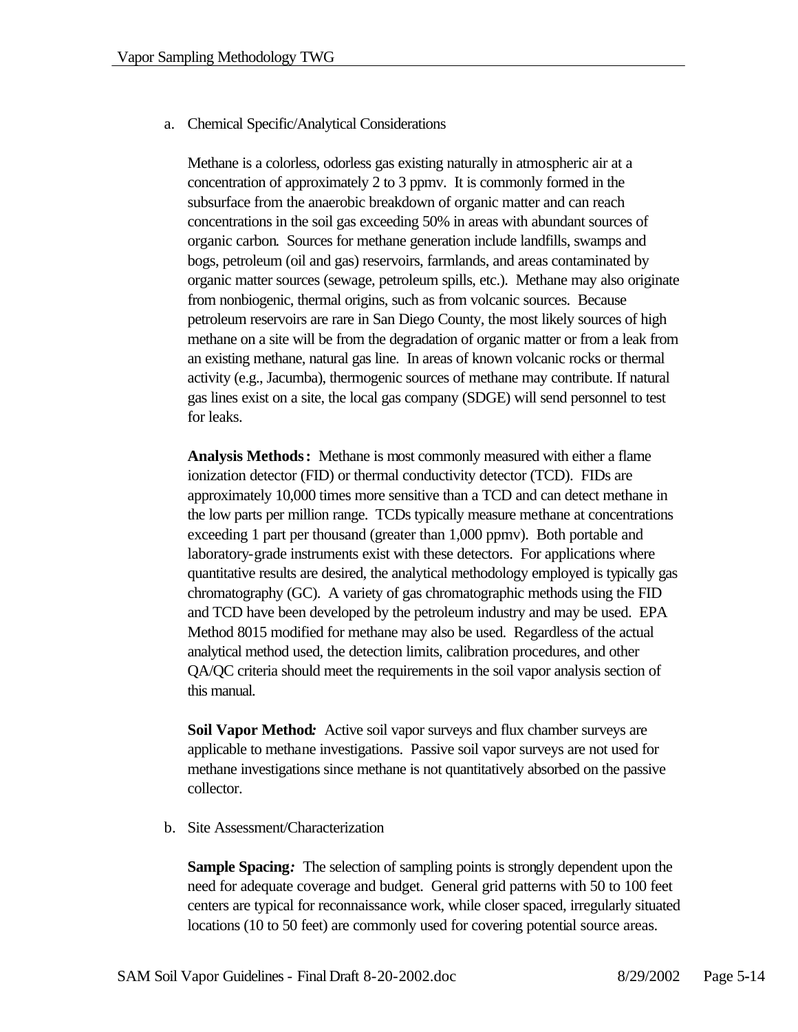a. Chemical Specific/Analytical Considerations

Methane is a colorless, odorless gas existing naturally in atmospheric air at a concentration of approximately 2 to 3 ppmv. It is commonly formed in the subsurface from the anaerobic breakdown of organic matter and can reach concentrations in the soil gas exceeding 50% in areas with abundant sources of organic carbon. Sources for methane generation include landfills, swamps and bogs, petroleum (oil and gas) reservoirs, farmlands, and areas contaminated by organic matter sources (sewage, petroleum spills, etc.). Methane may also originate from nonbiogenic, thermal origins, such as from volcanic sources. Because petroleum reservoirs are rare in San Diego County, the most likely sources of high methane on a site will be from the degradation of organic matter or from a leak from an existing methane, natural gas line. In areas of known volcanic rocks or thermal activity (e.g., Jacumba), thermogenic sources of methane may contribute. If natural gas lines exist on a site, the local gas company (SDGE) will send personnel to test for leaks.

**Analysis Methods:** Methane is most commonly measured with either a flame ionization detector (FID) or thermal conductivity detector (TCD). FIDs are approximately 10,000 times more sensitive than a TCD and can detect methane in the low parts per million range. TCDs typically measure methane at concentrations exceeding 1 part per thousand (greater than 1,000 ppmv). Both portable and laboratory-grade instruments exist with these detectors. For applications where quantitative results are desired, the analytical methodology employed is typically gas chromatography (GC). A variety of gas chromatographic methods using the FID and TCD have been developed by the petroleum industry and may be used. EPA Method 8015 modified for methane may also be used. Regardless of the actual analytical method used, the detection limits, calibration procedures, and other QA/QC criteria should meet the requirements in the soil vapor analysis section of this manual.

**Soil Vapor Method:** Active soil vapor surveys and flux chamber surveys are applicable to methane investigations. Passive soil vapor surveys are not used for methane investigations since methane is not quantitatively absorbed on the passive collector.

b. Site Assessment/Characterization

**Sample Spacing:** The selection of sampling points is strongly dependent upon the need for adequate coverage and budget. General grid patterns with 50 to 100 feet centers are typical for reconnaissance work, while closer spaced, irregularly situated locations (10 to 50 feet) are commonly used for covering potential source areas.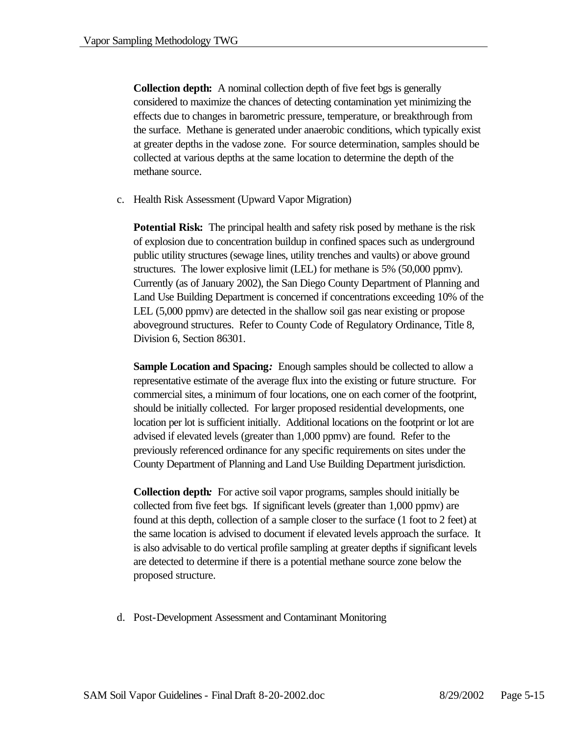**Collection depth:** A nominal collection depth of five feet bgs is generally considered to maximize the chances of detecting contamination yet minimizing the effects due to changes in barometric pressure, temperature, or breakthrough from the surface. Methane is generated under anaerobic conditions, which typically exist at greater depths in the vadose zone. For source determination, samples should be collected at various depths at the same location to determine the depth of the methane source.

c. Health Risk Assessment (Upward Vapor Migration)

**Potential Risk:** The principal health and safety risk posed by methane is the risk of explosion due to concentration buildup in confined spaces such as underground public utility structures (sewage lines, utility trenches and vaults) or above ground structures. The lower explosive limit (LEL) for methane is 5% (50,000 ppmv). Currently (as of January 2002), the San Diego County Department of Planning and Land Use Building Department is concerned if concentrations exceeding 10% of the LEL (5,000 ppmv) are detected in the shallow soil gas near existing or propose aboveground structures. Refer to County Code of Regulatory Ordinance, Title 8, Division 6, Section 86301.

**Sample Location and Spacing*:*** Enough samples should be collected to allow a representative estimate of the average flux into the existing or future structure. For commercial sites, a minimum of four locations, one on each corner of the footprint, should be initially collected. For larger proposed residential developments, one location per lot is sufficient initially. Additional locations on the footprint or lot are advised if elevated levels (greater than 1,000 ppmv) are found. Refer to the previously referenced ordinance for any specific requirements on sites under the County Department of Planning and Land Use Building Department jurisdiction.

**Collection depth*:*** For active soil vapor programs, samples should initially be collected from five feet bgs. If significant levels (greater than 1,000 ppmv) are found at this depth, collection of a sample closer to the surface (1 foot to 2 feet) at the same location is advised to document if elevated levels approach the surface. It is also advisable to do vertical profile sampling at greater depths if significant levels are detected to determine if there is a potential methane source zone below the proposed structure.

d. Post-Development Assessment and Contaminant Monitoring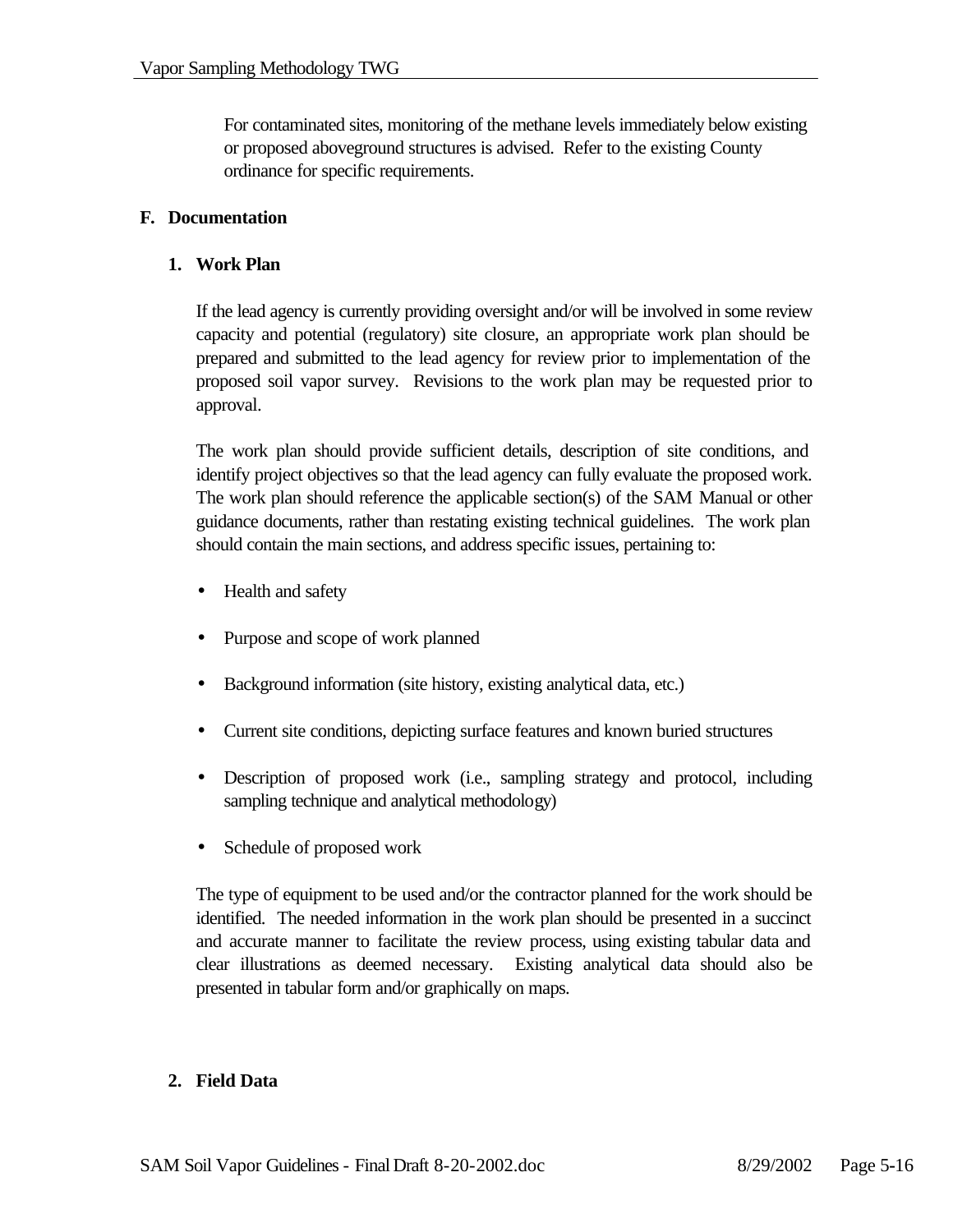For contaminated sites, monitoring of the methane levels immediately below existing or proposed aboveground structures is advised. Refer to the existing County ordinance for specific requirements.

## F. Documentation

### 1. Work Plan

If the lead agency is currently providing oversight and/or will be involved in some review capacity and potential (regulatory) site closure, an appropriate work plan should be prepared and submitted to the lead agency for review prior to implementation of the proposed soil vapor survey. Revisions to the work plan may be requested prior to approval.

The work plan should provide sufficient details, description of site conditions, and identify project objectives so that the lead agency can fully evaluate the proposed work. The work plan should reference the applicable section(s) of the SAM Manual or other guidance documents, rather than restating existing technical guidelines. The work plan should contain the main sections, and address specific issues, pertaining to:

- Health and safety
- Purpose and scope of work planned
- Background information (site history, existing analytical data, etc.)
- Current site conditions, depicting surface features and known buried structures
- Description of proposed work (i.e., sampling strategy and protocol, including sampling technique and analytical methodology)
- Schedule of proposed work

The type of equipment to be used and/or the contractor planned for the work should be identified. The needed information in the work plan should be presented in a succinct and accurate manner to facilitate the review process, using existing tabular data and clear illustrations as deemed necessary. Existing analytical data should also be presented in tabular form and/or graphically on maps.

### 2. Field Data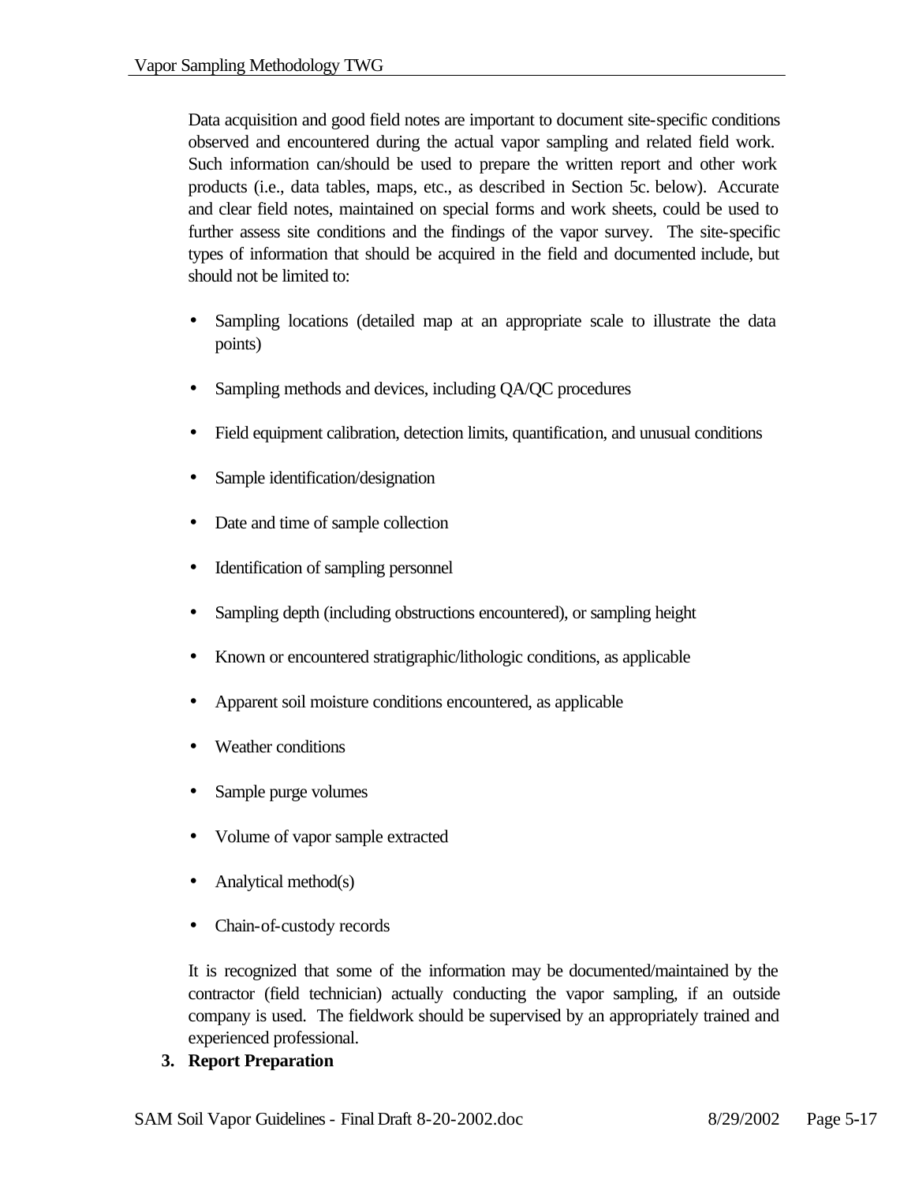Data acquisition and good field notes are important to document site-specific conditions observed and encountered during the actual vapor sampling and related field work. Such information can/should be used to prepare the written report and other work products (i.e., data tables, maps, etc., as described in Section 5c. below). Accurate and clear field notes, maintained on special forms and work sheets, could be used to further assess site conditions and the findings of the vapor survey. The site-specific types of information that should be acquired in the field and documented include, but should not be limited to:

- Sampling locations (detailed map at an appropriate scale to illustrate the data points)
- Sampling methods and devices, including QA/QC procedures
- Field equipment calibration, detection limits, quantification, and unusual conditions
- Sample identification/designation
- Date and time of sample collection
- Identification of sampling personnel
- Sampling depth (including obstructions encountered), or sampling height
- Known or encountered stratigraphic/lithologic conditions, as applicable
- Apparent soil moisture conditions encountered, as applicable
- Weather conditions
- Sample purge volumes
- Volume of vapor sample extracted
- Analytical method(s)
- Chain-of-custody records

It is recognized that some of the information may be documented/maintained by the contractor (field technician) actually conducting the vapor sampling, if an outside company is used. The fieldwork should be supervised by an appropriately trained and experienced professional.

**3. Report Preparation**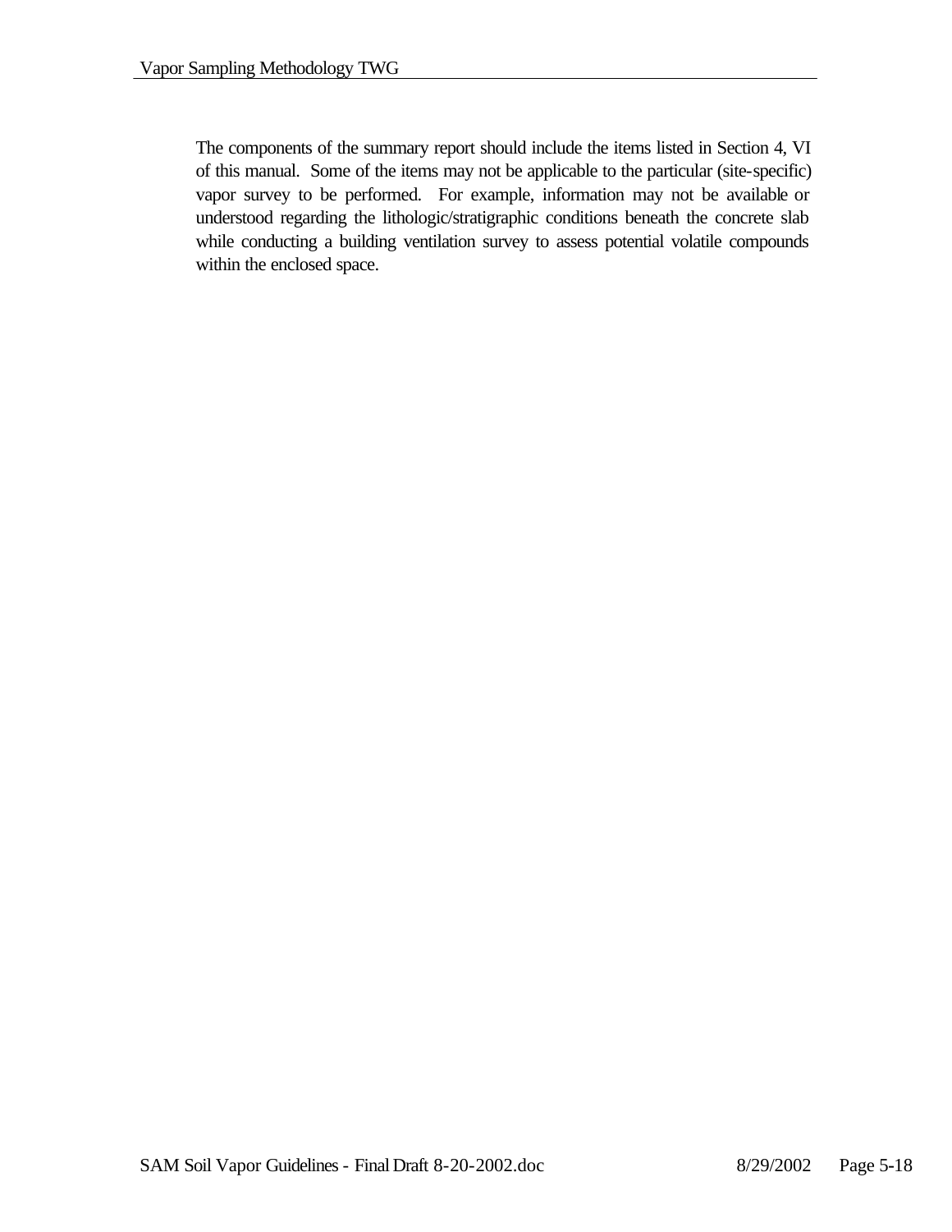The components of the summary report should include the items listed in Section 4, VI of this manual. Some of the items may not be applicable to the particular (site-specific) vapor survey to be performed. For example, information may not be available or understood regarding the lithologic/stratigraphic conditions beneath the concrete slab while conducting a building ventilation survey to assess potential volatile compounds within the enclosed space.